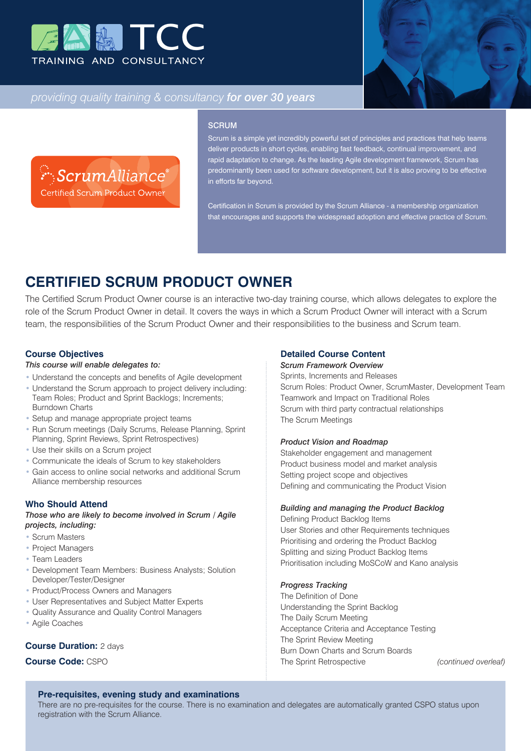# TCC

TRAINING AND CONSULTANCY

*providing quality training & consultancy* ***for over 30 years***

ScrumAlliance®
Certified Scrum Product Owner

### SCRUM

Scrum is a simple yet incredibly powerful set of principles and practices that help teams deliver products in short cycles, enabling fast feedback, continual improvement, and rapid adaptation to change. As the leading Agile development framework, Scrum has predominantly been used for software development, but it is also proving to be effective in efforts far beyond.

Certification in Scrum is provided by the Scrum Alliance - a membership organization that encourages and supports the widespread adoption and effective practice of Scrum.

## CERTIFIED SCRUM PRODUCT OWNER

The Certified Scrum Product Owner course is an interactive two-day training course, which allows delegates to explore the role of the Scrum Product Owner in detail. It covers the ways in which a Scrum Product Owner will interact with a Scrum team, the responsibilities of the Scrum Product Owner and their responsibilities to the business and Scrum team.

### Course Objectives

*This course will enable delegates to:*

- Understand the concepts and benefits of Agile development
- Understand the Scrum approach to project delivery including: Team Roles; Product and Sprint Backlogs; Increments; Burndown Charts
- Setup and manage appropriate project teams
- Run Scrum meetings (Daily Scrums, Release Planning, Sprint Planning, Sprint Reviews, Sprint Retrospectives)
- Use their skills on a Scrum project
- Communicate the ideals of Scrum to key stakeholders
- Gain access to online social networks and additional Scrum Alliance membership resources

### Who Should Attend

*Those who are likely to become involved in Scrum / Agile projects, including:*

- Scrum Masters
- Project Managers
- Team Leaders
- Development Team Members: Business Analysts; Solution Developer/Tester/Designer
- Product/Process Owners and Managers
- User Representatives and Subject Matter Experts
- Quality Assurance and Quality Control Managers
- Agile Coaches

**Course Duration:** 2 days

**Course Code:** CSPO

### Detailed Course Content

*Scrum Framework Overview*

Sprints, Increments and Releases
Scrum Roles: Product Owner, ScrumMaster, Development Team
Teamwork and Impact on Traditional Roles
Scrum with third party contractual relationships
The Scrum Meetings

*Product Vision and Roadmap*

Stakeholder engagement and management
Product business model and market analysis
Setting project scope and objectives
Defining and communicating the Product Vision

*Building and managing the Product Backlog*

Defining Product Backlog Items
User Stories and other Requirements techniques
Prioritising and ordering the Product Backlog
Splitting and sizing Product Backlog Items
Prioritisation including MoSCoW and Kano analysis

*Progress Tracking*

The Definition of Done
Understanding the Sprint Backlog
The Daily Scrum Meeting
Acceptance Criteria and Acceptance Testing
The Sprint Review Meeting
Burn Down Charts and Scrum Boards
The Sprint Retrospective

*(continued overleaf)*

### Pre-requisites, evening study and examinations

There are no pre-requisites for the course. There is no examination and delegates are automatically granted CSPO status upon registration with the Scrum Alliance.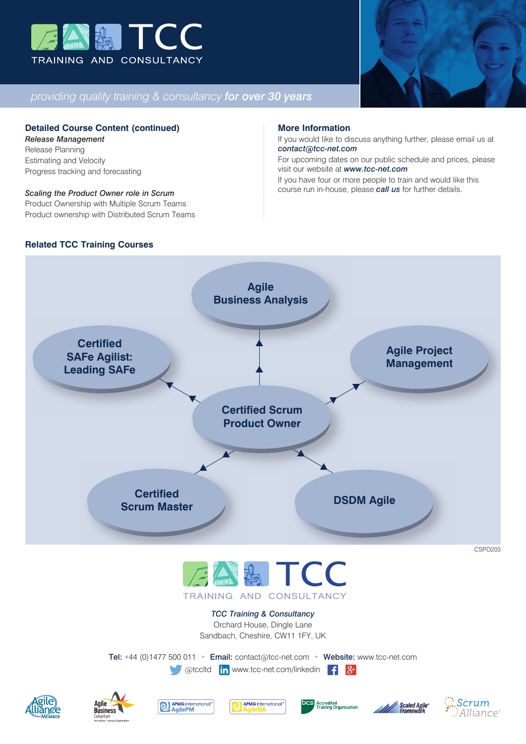# TCC TRAINING AND CONSULTANCY

*providing quality training & consultancy* ***for over 30 years***

## Detailed Course Content (continued)

***Release Management***

Release Planning
Estimating and Velocity
Progress tracking and forecasting

***Scaling the Product Owner role in Scrum***

Product Ownership with Multiple Scrum Teams
Product ownership with Distributed Scrum Teams

## More Information

If you would like to discuss anything further, please email us at ***contact@tcc-net.com***

For upcoming dates on our public schedule and prices, please visit our website at ***www.tcc-net.com***

If you have four or more people to train and would like this course run in-house, please ***call us*** for further details.

## Related TCC Training Courses

Agile Business Analysis

Certified SAFe Agilist: Leading SAFe

Agile Project Management

Certified Scrum Product Owner

Certified Scrum Master

DSDM Agile

CSPO203

TCC TRAINING AND CONSULTANCY

*TCC Training & Consultancy*
Orchard House, Dingle Lane
Sandbach, Cheshire, CW11 1FY, UK

**Tel:** +44 (0)1477 500 011 • **Email:** contact@tcc-net.com • **Website:** www.tcc-net.com

@tccltd www.tcc-net.com/linkedin